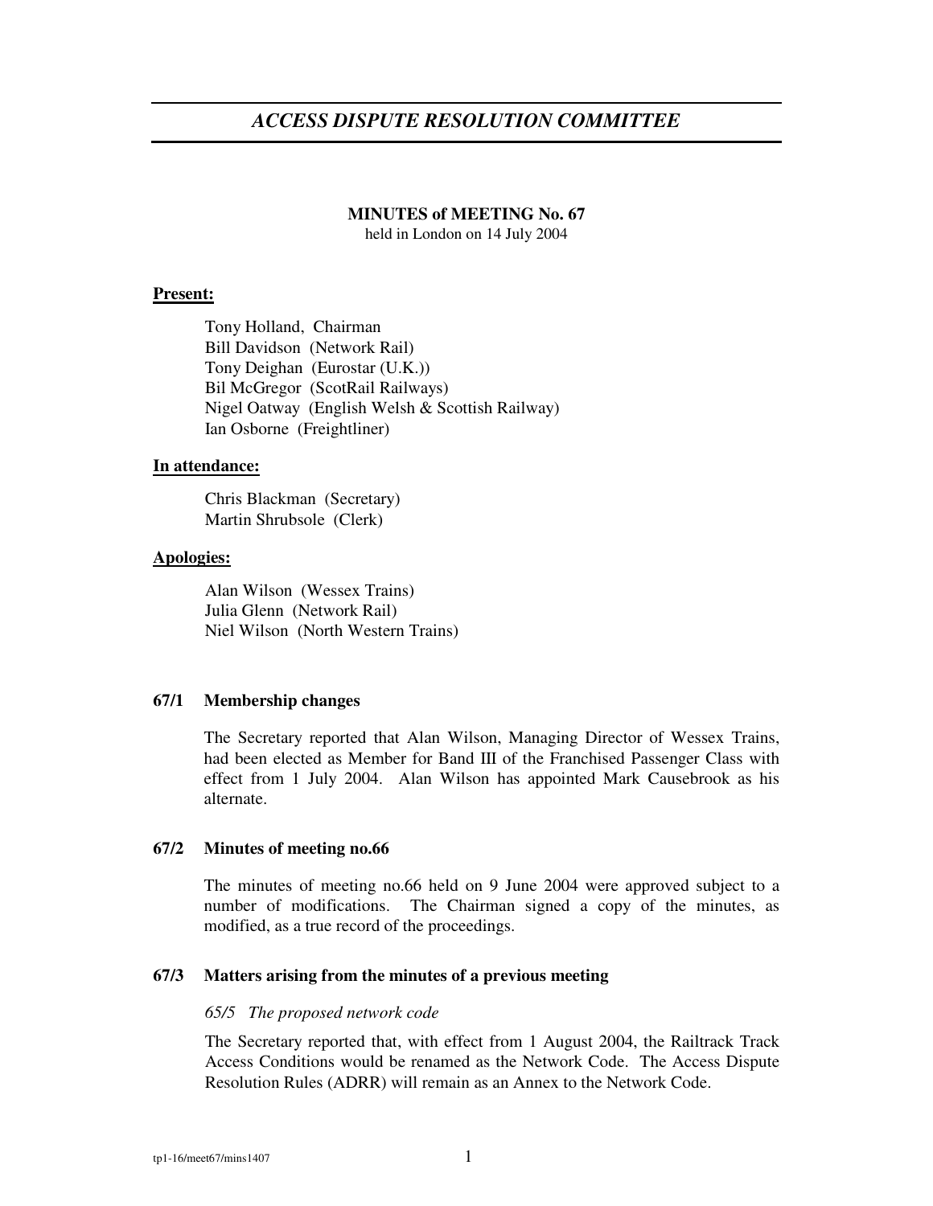# *ACCESS DISPUTE RESOLUTION COMMITTEE*

**MINUTES of MEETING No. 67**
held in London on 14 July 2004

**Present:**

Tony Holland, Chairman
Bill Davidson (Network Rail)
Tony Deighan (Eurostar (U.K.))
Bil McGregor (ScotRail Railways)
Nigel Oatway (English Welsh & Scottish Railway)
Ian Osborne (Freightliner)

**In attendance:**

Chris Blackman (Secretary)
Martin Shrubsole (Clerk)

**Apologies:**

Alan Wilson (Wessex Trains)
Julia Glenn (Network Rail)
Niel Wilson (North Western Trains)

### 67/1 Membership changes

The Secretary reported that Alan Wilson, Managing Director of Wessex Trains, had been elected as Member for Band III of the Franchised Passenger Class with effect from 1 July 2004. Alan Wilson has appointed Mark Causebrook as his alternate.

### 67/2 Minutes of meeting no.66

The minutes of meeting no.66 held on 9 June 2004 were approved subject to a number of modifications. The Chairman signed a copy of the minutes, as modified, as a true record of the proceedings.

### 67/3 Matters arising from the minutes of a previous meeting

*65/5 The proposed network code*

The Secretary reported that, with effect from 1 August 2004, the Railtrack Track Access Conditions would be renamed as the Network Code. The Access Dispute Resolution Rules (ADRR) will remain as an Annex to the Network Code.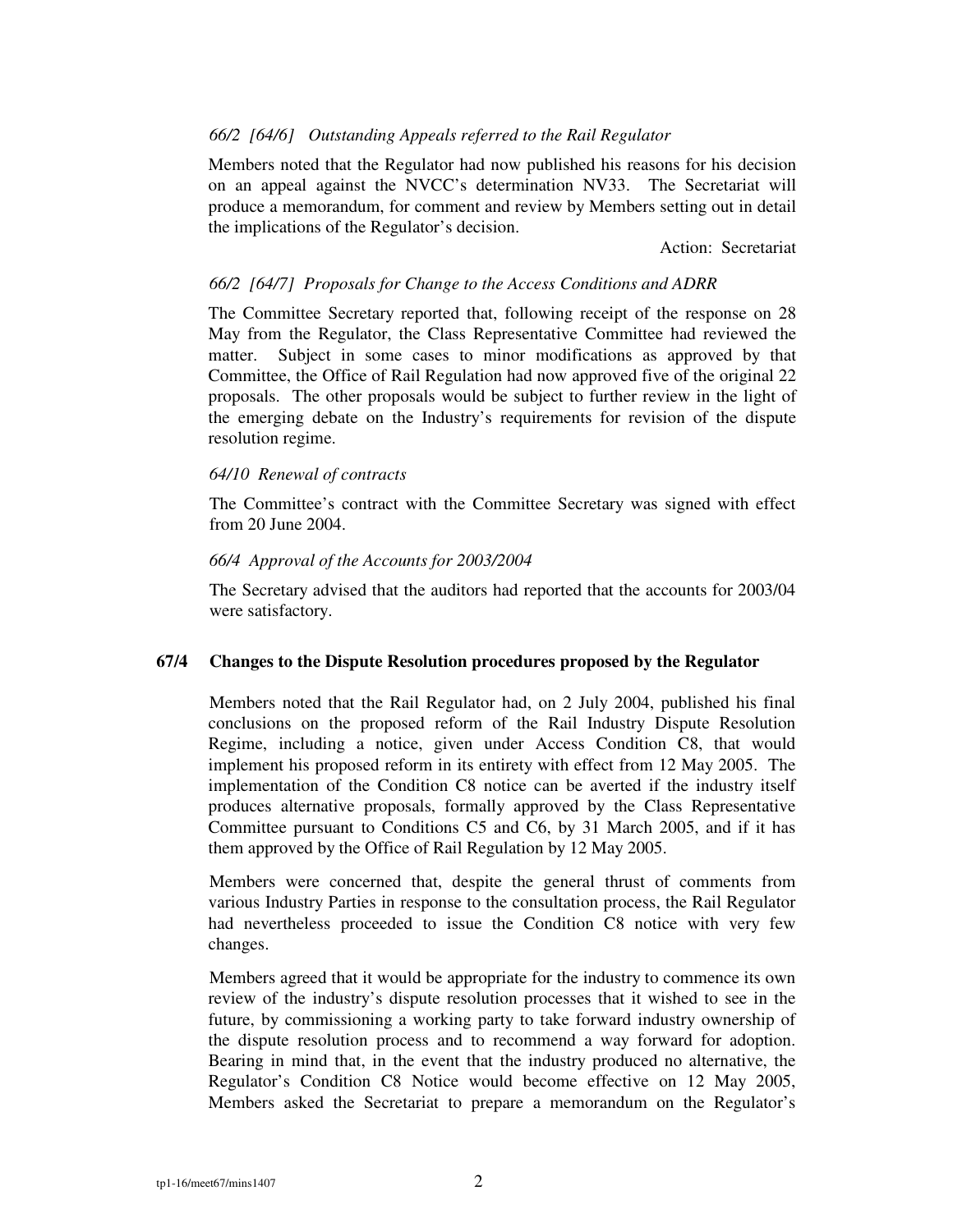*66/2 [64/6] Outstanding Appeals referred to the Rail Regulator*

Members noted that the Regulator had now published his reasons for his decision on an appeal against the NVCC's determination NV33. The Secretariat will produce a memorandum, for comment and review by Members setting out in detail the implications of the Regulator's decision.

Action: Secretariat

*66/2 [64/7] Proposals for Change to the Access Conditions and ADRR*

The Committee Secretary reported that, following receipt of the response on 28 May from the Regulator, the Class Representative Committee had reviewed the matter. Subject in some cases to minor modifications as approved by that Committee, the Office of Rail Regulation had now approved five of the original 22 proposals. The other proposals would be subject to further review in the light of the emerging debate on the Industry's requirements for revision of the dispute resolution regime.

*64/10 Renewal of contracts*

The Committee's contract with the Committee Secretary was signed with effect from 20 June 2004.

*66/4 Approval of the Accounts for 2003/2004*

The Secretary advised that the auditors had reported that the accounts for 2003/04 were satisfactory.

**67/4 Changes to the Dispute Resolution procedures proposed by the Regulator**

Members noted that the Rail Regulator had, on 2 July 2004, published his final conclusions on the proposed reform of the Rail Industry Dispute Resolution Regime, including a notice, given under Access Condition C8, that would implement his proposed reform in its entirety with effect from 12 May 2005. The implementation of the Condition C8 notice can be averted if the industry itself produces alternative proposals, formally approved by the Class Representative Committee pursuant to Conditions C5 and C6, by 31 March 2005, and if it has them approved by the Office of Rail Regulation by 12 May 2005.

Members were concerned that, despite the general thrust of comments from various Industry Parties in response to the consultation process, the Rail Regulator had nevertheless proceeded to issue the Condition C8 notice with very few changes.

Members agreed that it would be appropriate for the industry to commence its own review of the industry's dispute resolution processes that it wished to see in the future, by commissioning a working party to take forward industry ownership of the dispute resolution process and to recommend a way forward for adoption. Bearing in mind that, in the event that the industry produced no alternative, the Regulator's Condition C8 Notice would become effective on 12 May 2005, Members asked the Secretariat to prepare a memorandum on the Regulator's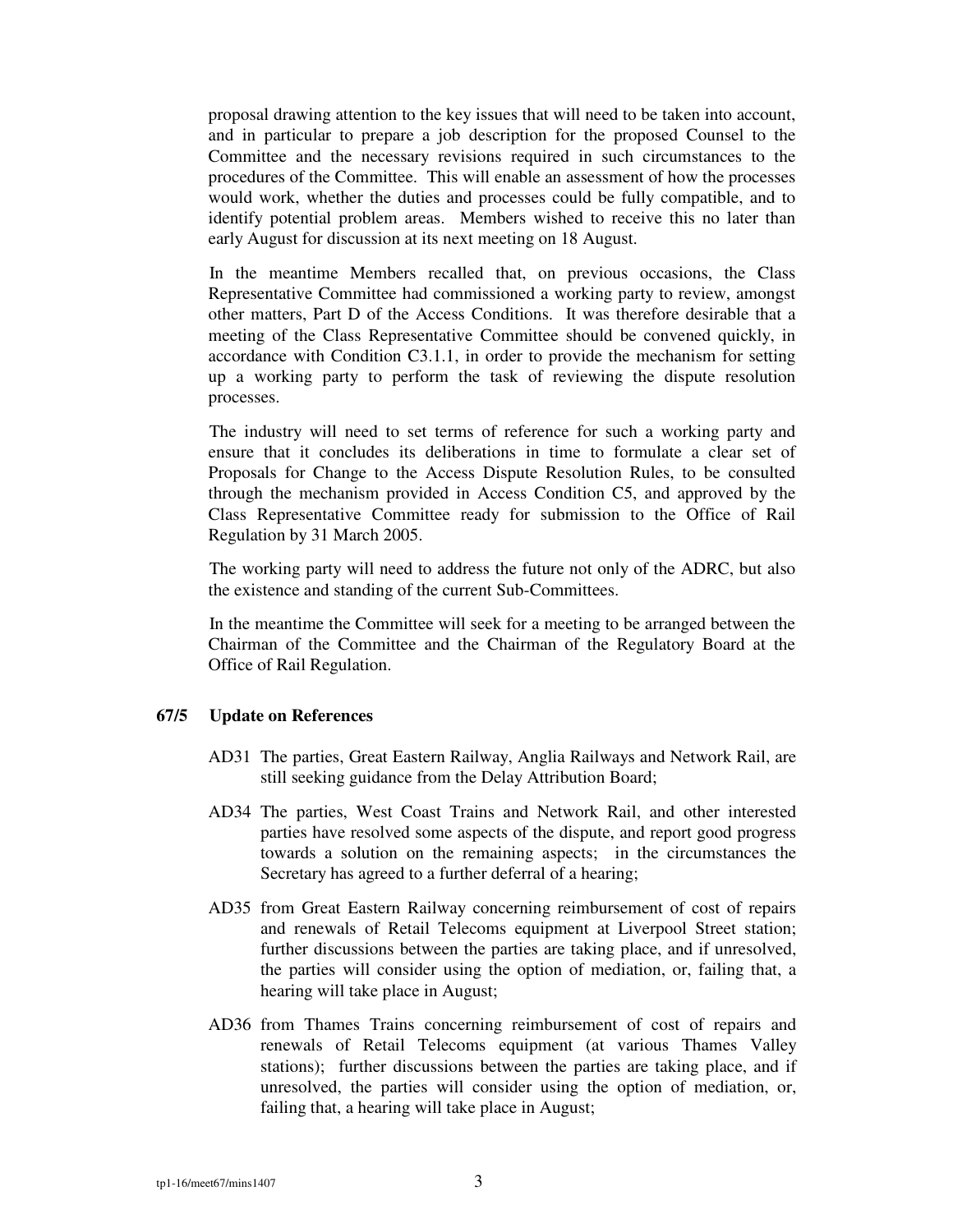proposal drawing attention to the key issues that will need to be taken into account, and in particular to prepare a job description for the proposed Counsel to the Committee and the necessary revisions required in such circumstances to the procedures of the Committee. This will enable an assessment of how the processes would work, whether the duties and processes could be fully compatible, and to identify potential problem areas. Members wished to receive this no later than early August for discussion at its next meeting on 18 August.

In the meantime Members recalled that, on previous occasions, the Class Representative Committee had commissioned a working party to review, amongst other matters, Part D of the Access Conditions. It was therefore desirable that a meeting of the Class Representative Committee should be convened quickly, in accordance with Condition C3.1.1, in order to provide the mechanism for setting up a working party to perform the task of reviewing the dispute resolution processes.

The industry will need to set terms of reference for such a working party and ensure that it concludes its deliberations in time to formulate a clear set of Proposals for Change to the Access Dispute Resolution Rules, to be consulted through the mechanism provided in Access Condition C5, and approved by the Class Representative Committee ready for submission to the Office of Rail Regulation by 31 March 2005.

The working party will need to address the future not only of the ADRC, but also the existence and standing of the current Sub-Committees.

In the meantime the Committee will seek for a meeting to be arranged between the Chairman of the Committee and the Chairman of the Regulatory Board at the Office of Rail Regulation.

**67/5 Update on References**

AD31 The parties, Great Eastern Railway, Anglia Railways and Network Rail, are still seeking guidance from the Delay Attribution Board;

AD34 The parties, West Coast Trains and Network Rail, and other interested parties have resolved some aspects of the dispute, and report good progress towards a solution on the remaining aspects; in the circumstances the Secretary has agreed to a further deferral of a hearing;

AD35 from Great Eastern Railway concerning reimbursement of cost of repairs and renewals of Retail Telecoms equipment at Liverpool Street station; further discussions between the parties are taking place, and if unresolved, the parties will consider using the option of mediation, or, failing that, a hearing will take place in August;

AD36 from Thames Trains concerning reimbursement of cost of repairs and renewals of Retail Telecoms equipment (at various Thames Valley stations); further discussions between the parties are taking place, and if unresolved, the parties will consider using the option of mediation, or, failing that, a hearing will take place in August;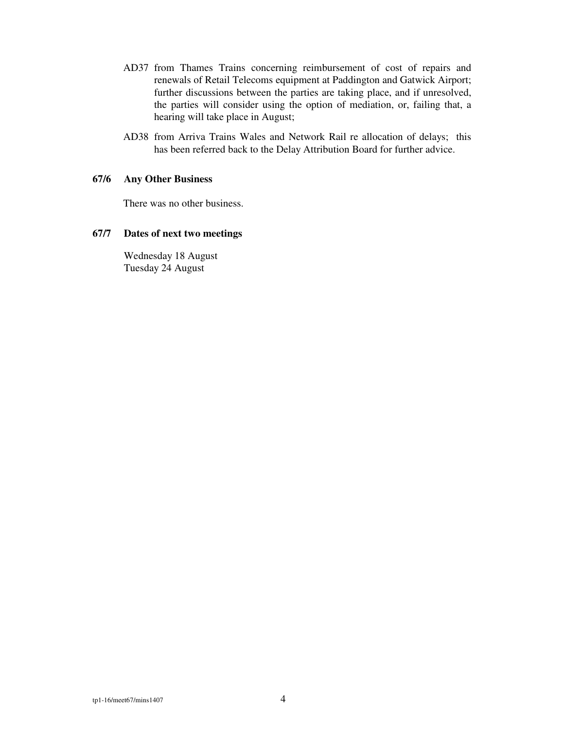AD37 from Thames Trains concerning reimbursement of cost of repairs and renewals of Retail Telecoms equipment at Paddington and Gatwick Airport; further discussions between the parties are taking place, and if unresolved, the parties will consider using the option of mediation, or, failing that, a hearing will take place in August;

AD38 from Arriva Trains Wales and Network Rail re allocation of delays; this has been referred back to the Delay Attribution Board for further advice.

**67/6 Any Other Business**

There was no other business.

**67/7 Dates of next two meetings**

Wednesday 18 August
Tuesday 24 August

tp1-16/meet67/mins1407